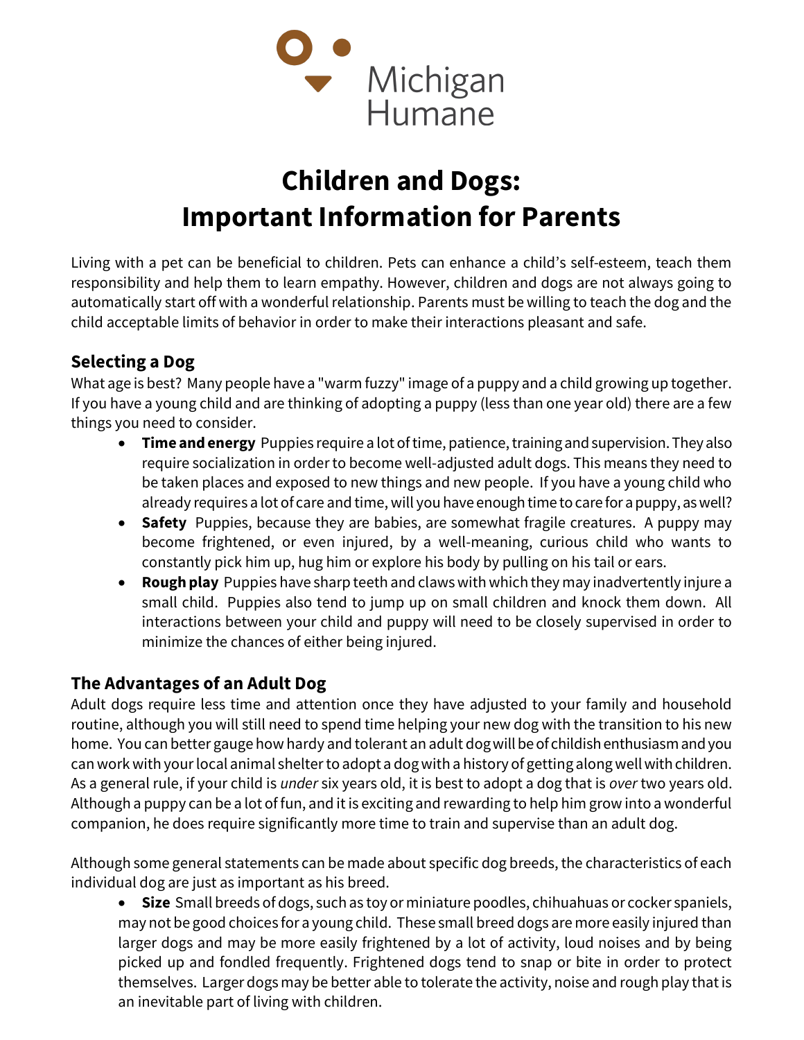Michigan Humane

# Children and Dogs: Important Information for Parents

Living with a pet can be beneficial to children. Pets can enhance a child's self-esteem, teach them responsibility and help them to learn empathy. However, children and dogs are not always going to automatically start off with a wonderful relationship. Parents must be willing to teach the dog and the child acceptable limits of behavior in order to make their interactions pleasant and safe.

## Selecting a Dog

What age is best? Many people have a "warm fuzzy" image of a puppy and a child growing up together. If you have a young child and are thinking of adopting a puppy (less than one year old) there are a few things you need to consider.

- **Time and energy** Puppies require a lot of time, patience, training and supervision. They also require socialization in order to become well-adjusted adult dogs. This means they need to be taken places and exposed to new things and new people. If you have a young child who already requires a lot of care and time, will you have enough time to care for a puppy, as well?
- **Safety** Puppies, because they are babies, are somewhat fragile creatures. A puppy may become frightened, or even injured, by a well-meaning, curious child who wants to constantly pick him up, hug him or explore his body by pulling on his tail or ears.
- **Rough play** Puppies have sharp teeth and claws with which they may inadvertently injure a small child. Puppies also tend to jump up on small children and knock them down. All interactions between your child and puppy will need to be closely supervised in order to minimize the chances of either being injured.

## The Advantages of an Adult Dog

Adult dogs require less time and attention once they have adjusted to your family and household routine, although you will still need to spend time helping your new dog with the transition to his new home. You can better gauge how hardy and tolerant an adult dog will be of childish enthusiasm and you can work with your local animal shelter to adopt a dog with a history of getting along well with children. As a general rule, if your child is *under* six years old, it is best to adopt a dog that is *over* two years old. Although a puppy can be a lot of fun, and it is exciting and rewarding to help him grow into a wonderful companion, he does require significantly more time to train and supervise than an adult dog.

Although some general statements can be made about specific dog breeds, the characteristics of each individual dog are just as important as his breed.

- **Size** Small breeds of dogs, such as toy or miniature poodles, chihuahuas or cocker spaniels, may not be good choices for a young child. These small breed dogs are more easily injured than larger dogs and may be more easily frightened by a lot of activity, loud noises and by being picked up and fondled frequently. Frightened dogs tend to snap or bite in order to protect themselves. Larger dogs may be better able to tolerate the activity, noise and rough play that is an inevitable part of living with children.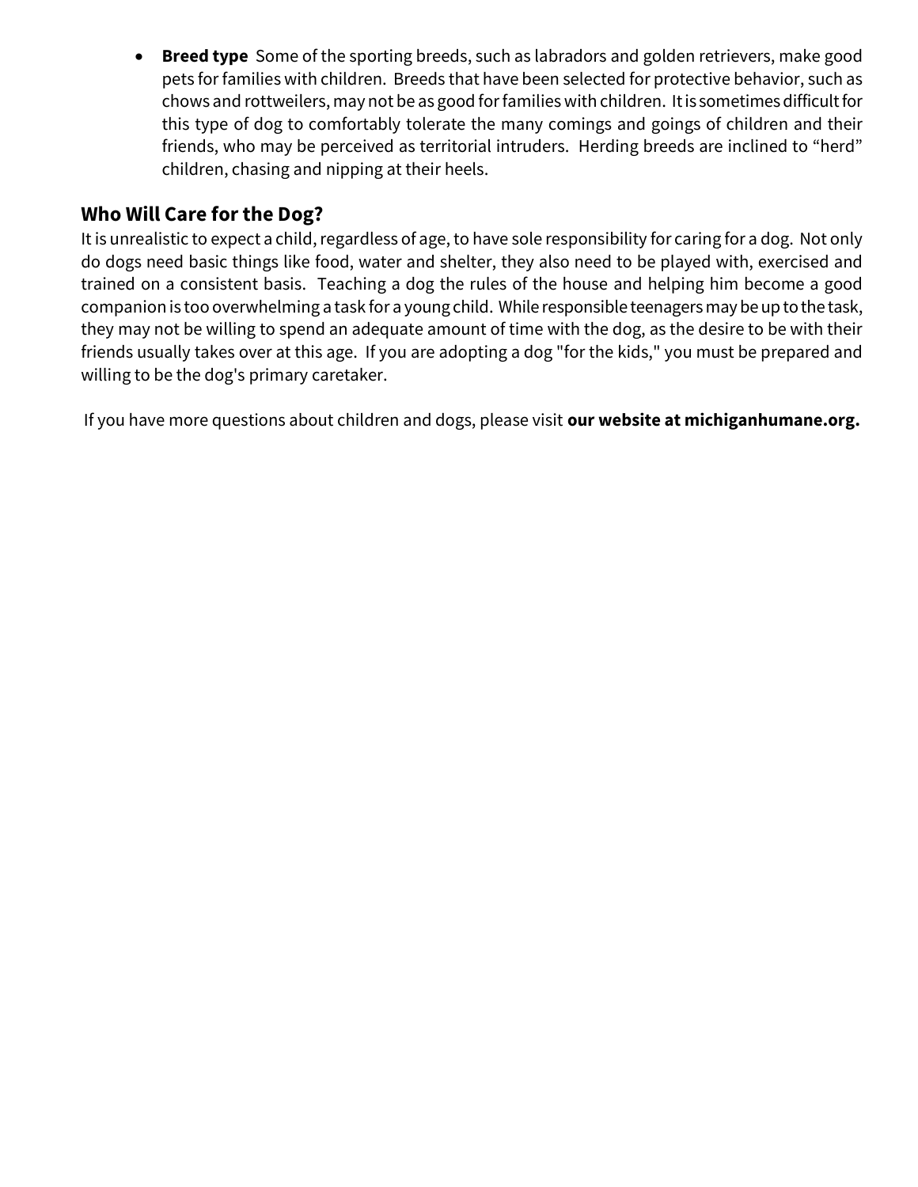- **Breed type** Some of the sporting breeds, such as labradors and golden retrievers, make good pets for families with children. Breeds that have been selected for protective behavior, such as chows and rottweilers, may not be as good for families with children. It is sometimes difficult for this type of dog to comfortably tolerate the many comings and goings of children and their friends, who may be perceived as territorial intruders. Herding breeds are inclined to "herd" children, chasing and nipping at their heels.

## Who Will Care for the Dog?

It is unrealistic to expect a child, regardless of age, to have sole responsibility for caring for a dog. Not only do dogs need basic things like food, water and shelter, they also need to be played with, exercised and trained on a consistent basis. Teaching a dog the rules of the house and helping him become a good companion is too overwhelming a task for a young child. While responsible teenagers may be up to the task, they may not be willing to spend an adequate amount of time with the dog, as the desire to be with their friends usually takes over at this age. If you are adopting a dog "for the kids," you must be prepared and willing to be the dog's primary caretaker.

If you have more questions about children and dogs, please visit **our website at michiganhumane.org.**